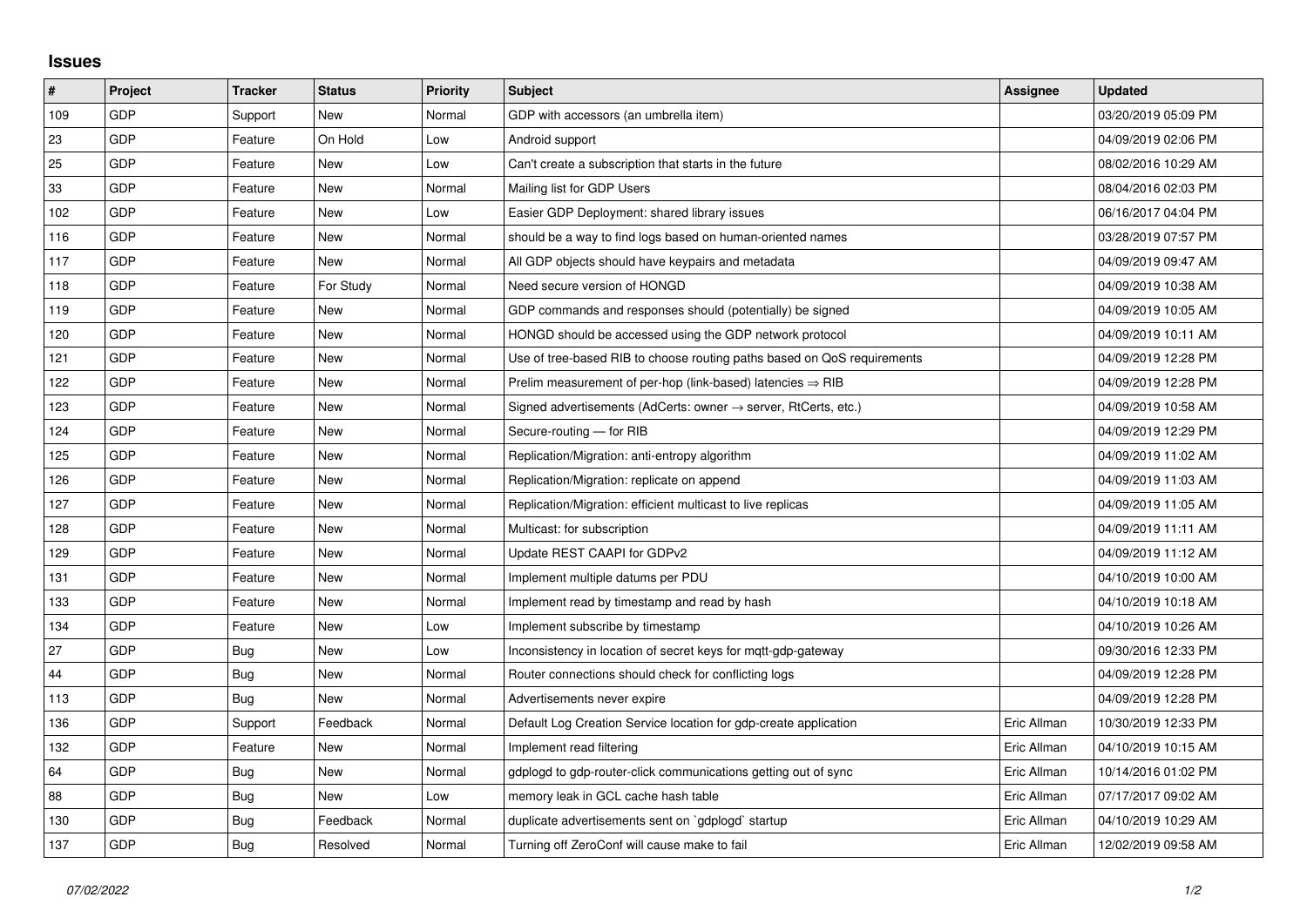# Issues

| # | Project | Tracker | Status | Priority | Subject | Assignee | Updated |
|---|---|---|---|---|---|---|---|
| 109 | GDP | Support | New | Normal | GDP with accessors (an umbrella item) | | 03/20/2019 05:09 PM |
| 23 | GDP | Feature | On Hold | Low | Android support | | 04/09/2019 02:06 PM |
| 25 | GDP | Feature | New | Low | Can't create a subscription that starts in the future | | 08/02/2016 10:29 AM |
| 33 | GDP | Feature | New | Normal | Mailing list for GDP Users | | 08/04/2016 02:03 PM |
| 102 | GDP | Feature | New | Low | Easier GDP Deployment: shared library issues | | 06/16/2017 04:04 PM |
| 116 | GDP | Feature | New | Normal | should be a way to find logs based on human-oriented names | | 03/28/2019 07:57 PM |
| 117 | GDP | Feature | New | Normal | All GDP objects should have keypairs and metadata | | 04/09/2019 09:47 AM |
| 118 | GDP | Feature | For Study | Normal | Need secure version of HONGD | | 04/09/2019 10:38 AM |
| 119 | GDP | Feature | New | Normal | GDP commands and responses should (potentially) be signed | | 04/09/2019 10:05 AM |
| 120 | GDP | Feature | New | Normal | HONGD should be accessed using the GDP network protocol | | 04/09/2019 10:11 AM |
| 121 | GDP | Feature | New | Normal | Use of tree-based RIB to choose routing paths based on QoS requirements | | 04/09/2019 12:28 PM |
| 122 | GDP | Feature | New | Normal | Prelim measurement of per-hop (link-based) latencies ⇒ RIB | | 04/09/2019 12:28 PM |
| 123 | GDP | Feature | New | Normal | Signed advertisements (AdCerts: owner → server, RtCerts, etc.) | | 04/09/2019 10:58 AM |
| 124 | GDP | Feature | New | Normal | Secure-routing — for RIB | | 04/09/2019 12:29 PM |
| 125 | GDP | Feature | New | Normal | Replication/Migration: anti-entropy algorithm | | 04/09/2019 11:02 AM |
| 126 | GDP | Feature | New | Normal | Replication/Migration: replicate on append | | 04/09/2019 11:03 AM |
| 127 | GDP | Feature | New | Normal | Replication/Migration: efficient multicast to live replicas | | 04/09/2019 11:05 AM |
| 128 | GDP | Feature | New | Normal | Multicast: for subscription | | 04/09/2019 11:11 AM |
| 129 | GDP | Feature | New | Normal | Update REST CAAPI for GDPv2 | | 04/09/2019 11:12 AM |
| 131 | GDP | Feature | New | Normal | Implement multiple datums per PDU | | 04/10/2019 10:00 AM |
| 133 | GDP | Feature | New | Normal | Implement read by timestamp and read by hash | | 04/10/2019 10:18 AM |
| 134 | GDP | Feature | New | Low | Implement subscribe by timestamp | | 04/10/2019 10:26 AM |
| 27 | GDP | Bug | New | Low | Inconsistency in location of secret keys for mqtt-gdp-gateway | | 09/30/2016 12:33 PM |
| 44 | GDP | Bug | New | Normal | Router connections should check for conflicting logs | | 04/09/2019 12:28 PM |
| 113 | GDP | Bug | New | Normal | Advertisements never expire | | 04/09/2019 12:28 PM |
| 136 | GDP | Support | Feedback | Normal | Default Log Creation Service location for gdp-create application | Eric Allman | 10/30/2019 12:33 PM |
| 132 | GDP | Feature | New | Normal | Implement read filtering | Eric Allman | 04/10/2019 10:15 AM |
| 64 | GDP | Bug | New | Normal | gdplogd to gdp-router-click communications getting out of sync | Eric Allman | 10/14/2016 01:02 PM |
| 88 | GDP | Bug | New | Low | memory leak in GCL cache hash table | Eric Allman | 07/17/2017 09:02 AM |
| 130 | GDP | Bug | Feedback | Normal | duplicate advertisements sent on `gdplogd` startup | Eric Allman | 04/10/2019 10:29 AM |
| 137 | GDP | Bug | Resolved | Normal | Turning off ZeroConf will cause make to fail | Eric Allman | 12/02/2019 09:58 AM |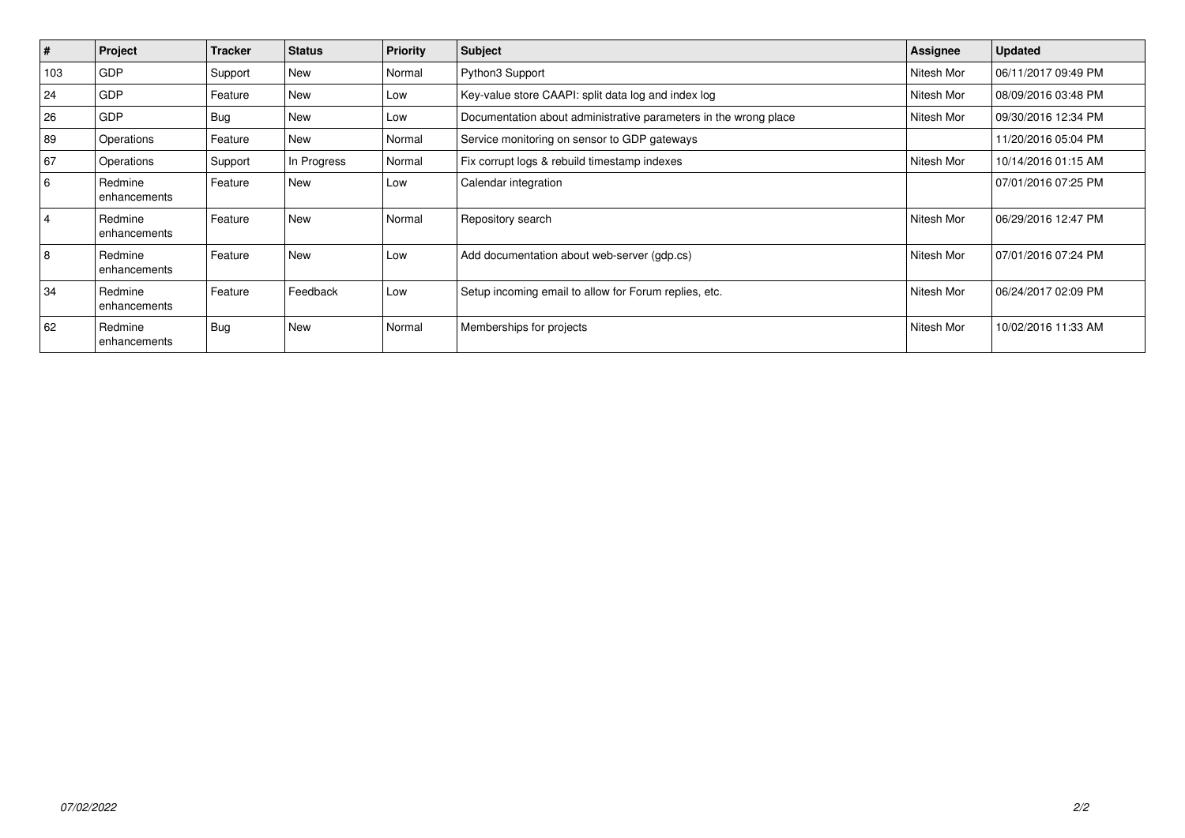| # | Project | Tracker | Status | Priority | Subject | Assignee | Updated |
|---|---|---|---|---|---|---|---|
| 103 | GDP | Support | New | Normal | Python3 Support | Nitesh Mor | 06/11/2017 09:49 PM |
| 24 | GDP | Feature | New | Low | Key-value store CAAPI: split data log and index log | Nitesh Mor | 08/09/2016 03:48 PM |
| 26 | GDP | Bug | New | Low | Documentation about administrative parameters in the wrong place | Nitesh Mor | 09/30/2016 12:34 PM |
| 89 | Operations | Feature | New | Normal | Service monitoring on sensor to GDP gateways | | 11/20/2016 05:04 PM |
| 67 | Operations | Support | In Progress | Normal | Fix corrupt logs & rebuild timestamp indexes | Nitesh Mor | 10/14/2016 01:15 AM |
| 6 | Redmine enhancements | Feature | New | Low | Calendar integration | | 07/01/2016 07:25 PM |
| 4 | Redmine enhancements | Feature | New | Normal | Repository search | Nitesh Mor | 06/29/2016 12:47 PM |
| 8 | Redmine enhancements | Feature | New | Low | Add documentation about web-server (gdp.cs) | Nitesh Mor | 07/01/2016 07:24 PM |
| 34 | Redmine enhancements | Feature | Feedback | Low | Setup incoming email to allow for Forum replies, etc. | Nitesh Mor | 06/24/2017 02:09 PM |
| 62 | Redmine enhancements | Bug | New | Normal | Memberships for projects | Nitesh Mor | 10/02/2016 11:33 AM |